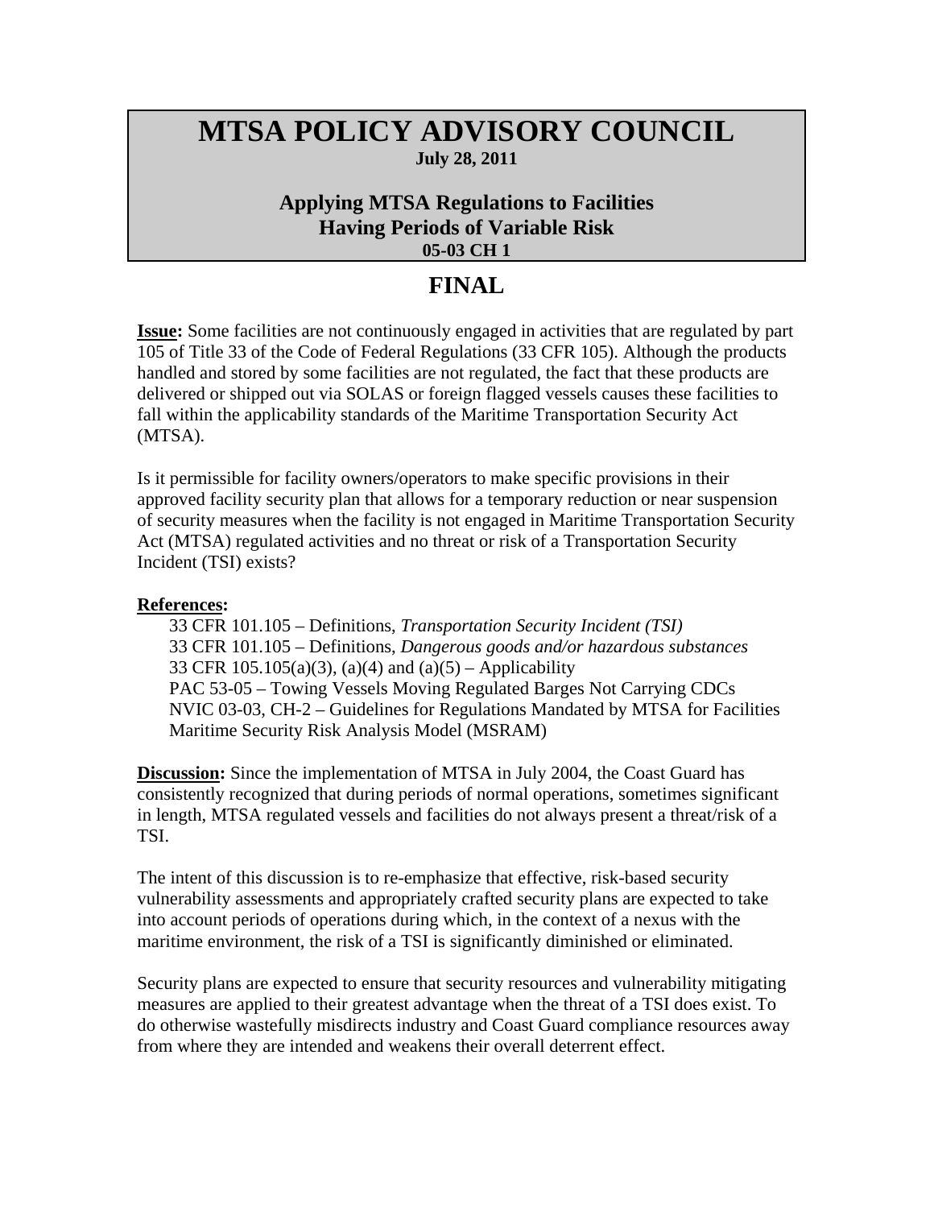# MTSA POLICY ADVISORY COUNCIL

**July 28, 2011**

## Applying MTSA Regulations to Facilities Having Periods of Variable Risk

**05-03 CH 1**

## FINAL

**Issue:** Some facilities are not continuously engaged in activities that are regulated by part 105 of Title 33 of the Code of Federal Regulations (33 CFR 105). Although the products handled and stored by some facilities are not regulated, the fact that these products are delivered or shipped out via SOLAS or foreign flagged vessels causes these facilities to fall within the applicability standards of the Maritime Transportation Security Act (MTSA).

Is it permissible for facility owners/operators to make specific provisions in their approved facility security plan that allows for a temporary reduction or near suspension of security measures when the facility is not engaged in Maritime Transportation Security Act (MTSA) regulated activities and no threat or risk of a Transportation Security Incident (TSI) exists?

**References:**

33 CFR 101.105 – Definitions, *Transportation Security Incident (TSI)*
33 CFR 101.105 – Definitions, *Dangerous goods and/or hazardous substances*
33 CFR 105.105(a)(3), (a)(4) and (a)(5) – Applicability
PAC 53-05 – Towing Vessels Moving Regulated Barges Not Carrying CDCs
NVIC 03-03, CH-2 – Guidelines for Regulations Mandated by MTSA for Facilities
Maritime Security Risk Analysis Model (MSRAM)

**Discussion:** Since the implementation of MTSA in July 2004, the Coast Guard has consistently recognized that during periods of normal operations, sometimes significant in length, MTSA regulated vessels and facilities do not always present a threat/risk of a TSI.

The intent of this discussion is to re-emphasize that effective, risk-based security vulnerability assessments and appropriately crafted security plans are expected to take into account periods of operations during which, in the context of a nexus with the maritime environment, the risk of a TSI is significantly diminished or eliminated.

Security plans are expected to ensure that security resources and vulnerability mitigating measures are applied to their greatest advantage when the threat of a TSI does exist. To do otherwise wastefully misdirects industry and Coast Guard compliance resources away from where they are intended and weakens their overall deterrent effect.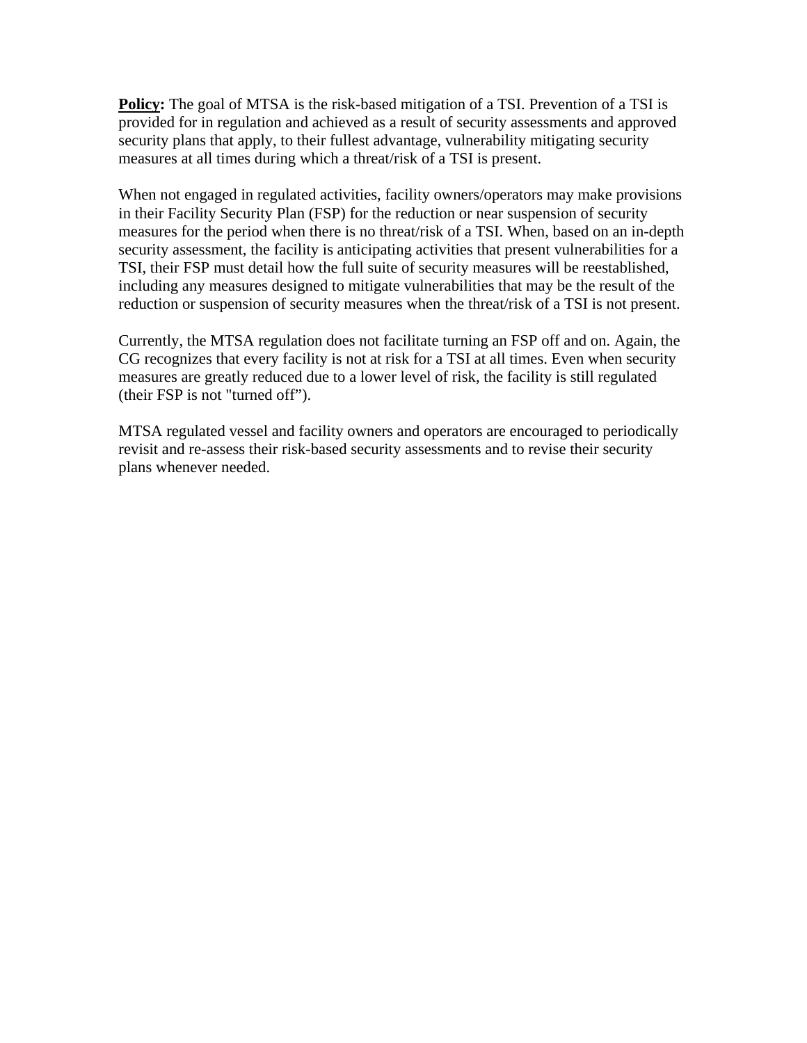**<u>Policy</u>:** The goal of MTSA is the risk-based mitigation of a TSI. Prevention of a TSI is provided for in regulation and achieved as a result of security assessments and approved security plans that apply, to their fullest advantage, vulnerability mitigating security measures at all times during which a threat/risk of a TSI is present.

When not engaged in regulated activities, facility owners/operators may make provisions in their Facility Security Plan (FSP) for the reduction or near suspension of security measures for the period when there is no threat/risk of a TSI. When, based on an in-depth security assessment, the facility is anticipating activities that present vulnerabilities for a TSI, their FSP must detail how the full suite of security measures will be reestablished, including any measures designed to mitigate vulnerabilities that may be the result of the reduction or suspension of security measures when the threat/risk of a TSI is not present.

Currently, the MTSA regulation does not facilitate turning an FSP off and on. Again, the CG recognizes that every facility is not at risk for a TSI at all times. Even when security measures are greatly reduced due to a lower level of risk, the facility is still regulated (their FSP is not "turned off").

MTSA regulated vessel and facility owners and operators are encouraged to periodically revisit and re-assess their risk-based security assessments and to revise their security plans whenever needed.